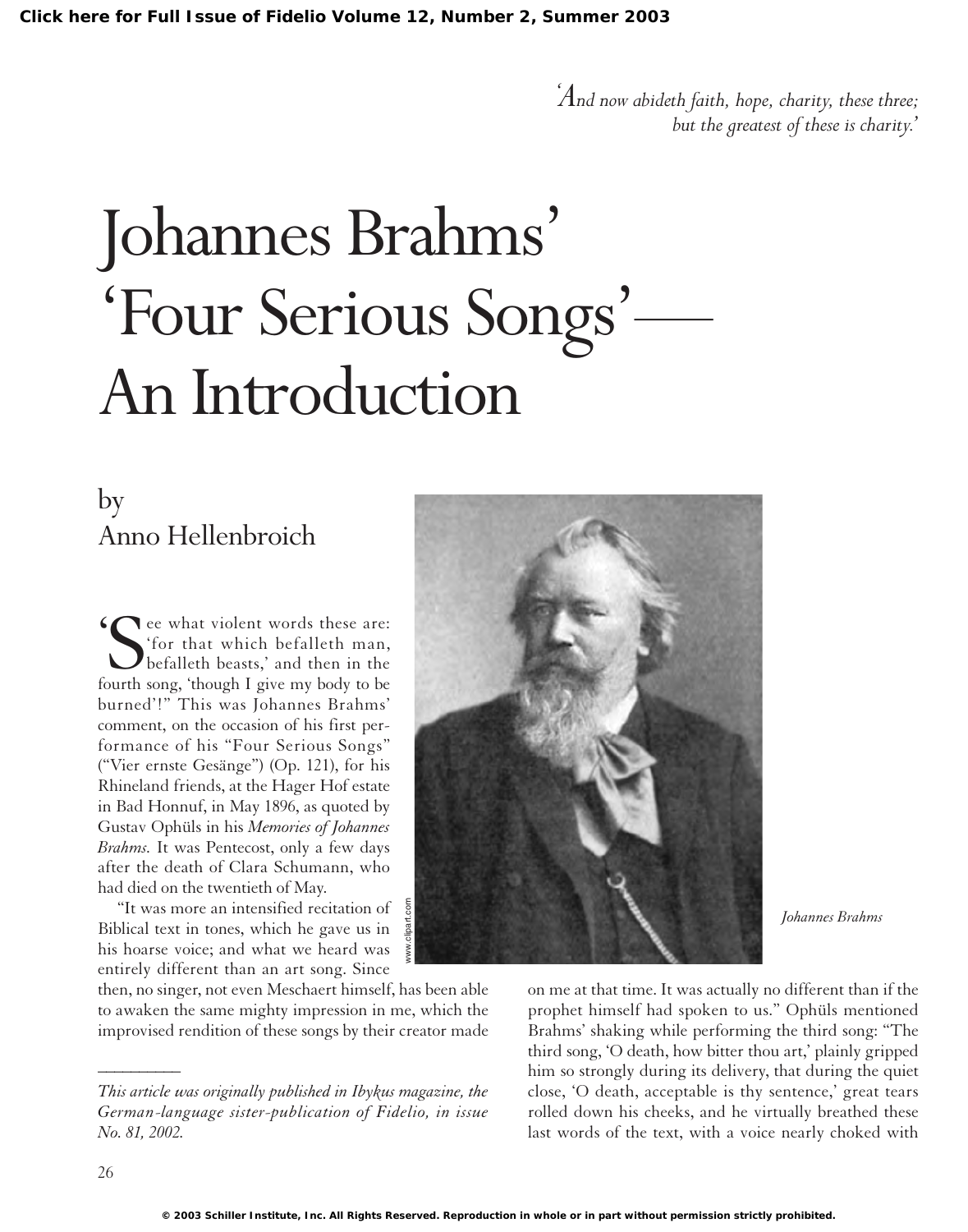*'And now abideth faith, hope, charity, these three; but the greatest of these is charity.'*

# Johannes Brahms' 'Four Serious Songs'— An Introduction

by
Anno Hellenbroich

'See what violent words these are: 'for that which befalleth man, befalleth beasts,' and then in the fourth song, 'though I give my body to be burned'!" This was Johannes Brahms' comment, on the occasion of his first performance of his "Four Serious Songs" ("Vier ernste Gesänge") (Op. 121), for his Rhineland friends, at the Hager Hof estate in Bad Honnuf, in May 1896, as quoted by Gustav Ophüls in his *Memories of Johannes Brahms.* It was Pentecost, only a few days after the death of Clara Schumann, who had died on the twentieth of May.

"It was more an intensified recitation of Biblical text in tones, which he gave us in his hoarse voice; and what we heard was entirely different than an art song. Since then, no singer, not even Meschaert himself, has been able to awaken the same mighty impression in me, which the improvised rendition of these songs by their creator made on me at that time. It was actually no different than if the prophet himself had spoken to us." Ophüls mentioned Brahms' shaking while performing the third song: "The third song, 'O death, how bitter thou art,' plainly gripped him so strongly during its delivery, that during the quiet close, 'O death, acceptable is thy sentence,' great tears rolled down his cheeks, and he virtually breathed these last words of the text, with a voice nearly choked with

*Johannes Brahms*

---

*This article was originally published in Ibykus magazine, the German-language sister-publication of Fidelio, in issue No. 81, 2002.*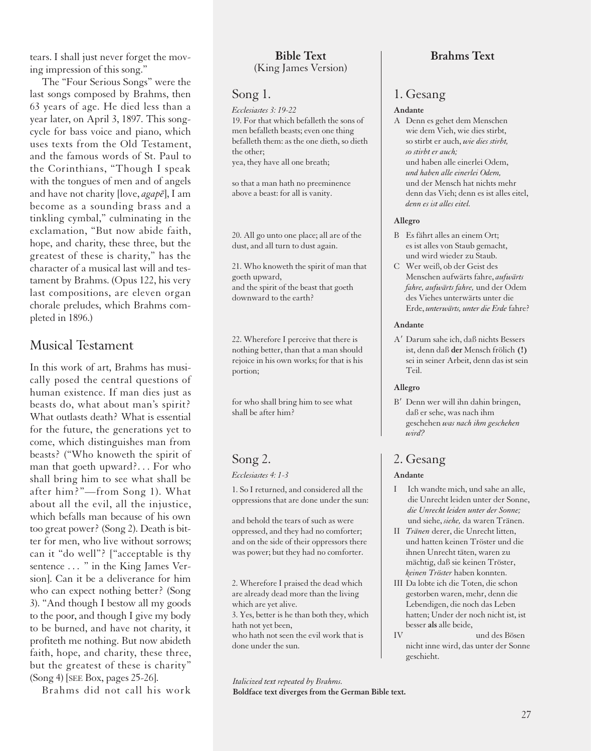tears. I shall just never forget the moving impression of this song."

The "Four Serious Songs" were the last songs composed by Brahms, then 63 years of age. He died less than a year later, on April 3, 1897. This song-cycle for bass voice and piano, which uses texts from the Old Testament, and the famous words of St. Paul to the Corinthians, "Though I speak with the tongues of men and of angels and have not charity [love, *agapē*], I am become as a sounding brass and a tinkling cymbal," culminating in the exclamation, "But now abide faith, hope, and charity, these three, but the greatest of these is charity," has the character of a musical last will and testament by Brahms. (Opus 122, his very last compositions, are eleven organ chorale preludes, which Brahms completed in 1896.)

## Musical Testament

In this work of art, Brahms has musically posed the central questions of human existence. If man dies just as beasts do, what about man's spirit? What outlasts death? What is essential for the future, the generations yet to come, which distinguishes man from beasts? ("Who knoweth the spirit of man that goeth upward?... For who shall bring him to see what shall be after him?"—from Song 1). What about all the evil, all the injustice, which befalls man because of his own too great power? (Song 2). Death is bitter for men, who live without sorrows; can it "do well"? ["acceptable is thy sentence ... " in the King James Version]. Can it be a deliverance for him who can expect nothing better? (Song 3). "And though I bestow all my goods to the poor, and though I give my body to be burned, and have not charity, it profiteth me nothing. But now abideth faith, hope, and charity, these three, but the greatest of these is charity" (Song 4) [SEE Box, pages 25-26].

Brahms did not call his work

| **Bible Text** (King James Version) | **Brahms Text** |
|---|---|
| **Song 1.** | **1. Gesang** |
| *Ecclesiastes 3: 19-22* | **Andante** |
| 19. For that which befalleth the sons of men befalleth beasts; even one thing befalleth them: as the one dieth, so dieth the other; yea, they have all one breath; so that a man hath no preeminence above a beast: for all is vanity. | A Denn es gehet dem Menschen wie dem Vieh, wie dies stirbt, so stirbt er auch, *wie dies stirbt, so stirbt er auch;* und haben alle einerlei Odem, *und haben alle einerlei Odem,* und der Mensch hat nichts mehr denn das Vieh; denn es ist alles eitel, *denn es ist alles eitel.* |
| | **Allegro** |
| 20. All go unto one place; all are of the dust, and all turn to dust again. | B Es fährt alles an einem Ort; es ist alles von Staub gemacht, und wird wieder zu Staub. |
| 21. Who knoweth the spirit of man that goeth upward, and the spirit of the beast that goeth downward to the earth? | C Wer weiß, ob der Geist des Menschen aufwärts fahre, *aufwärts fahre, aufwärts fahre,* und der Odem des Viehes unterwärts unter die Erde, *unterwärts, unter die Erde* fahre? |
| | **Andante** |
| 22. Wherefore I perceive that there is nothing better, than that a man should rejoice in his own works; for that is his portion; | A′ Darum sahe ich, daß nichts Bessers ist, denn daß **der** Mensch frölich **(!)** sei in seiner Arbeit, denn das ist sein Teil. |
| | **Allegro** |
| for who shall bring him to see what shall be after him? | B′ Denn wer will ihn dahin bringen, daß er sehe, was nach ihm geschehen *was nach ihm geschehen wird?* |
| **Song 2.** | **2. Gesang** |
| *Ecclesiastes 4: 1-3* | **Andante** |
| 1. So I returned, and considered all the oppressions that are done under the sun: and behold the tears of such as were oppressed, and they had no comforter; and on the side of their oppressors there was power; but they had no comforter. | I Ich wandte mich, und sahe an alle, die Unrecht leiden unter der Sonne, *die Unrecht leiden unter der Sonne;* und siehe, *siehe,* da waren Tränen. II *Tränen* derer, die Unrecht litten, und hatten keinen Tröster und die ihnen Unrecht täten, waren zu mächtig, daß sie keinen Tröster, *keinen Tröster* haben konnten. |
| 2. Wherefore I praised the dead which are already dead more than the living which are yet alive. 3. Yes, better is he than both they, which hath not yet been, who hath not seen the evil work that is done under the sun. | III Da lobte ich die Toten, die schon gestorben waren, mehr, denn die Lebendigen, die noch das Leben hatten; Under der noch nicht ist, ist besser **als** alle beide, IV und des Bösen nicht inne wird, das unter der Sonne geschieht. |

*Italicized text repeated by Brahms.*
**Boldface text diverges from the German Bible text.**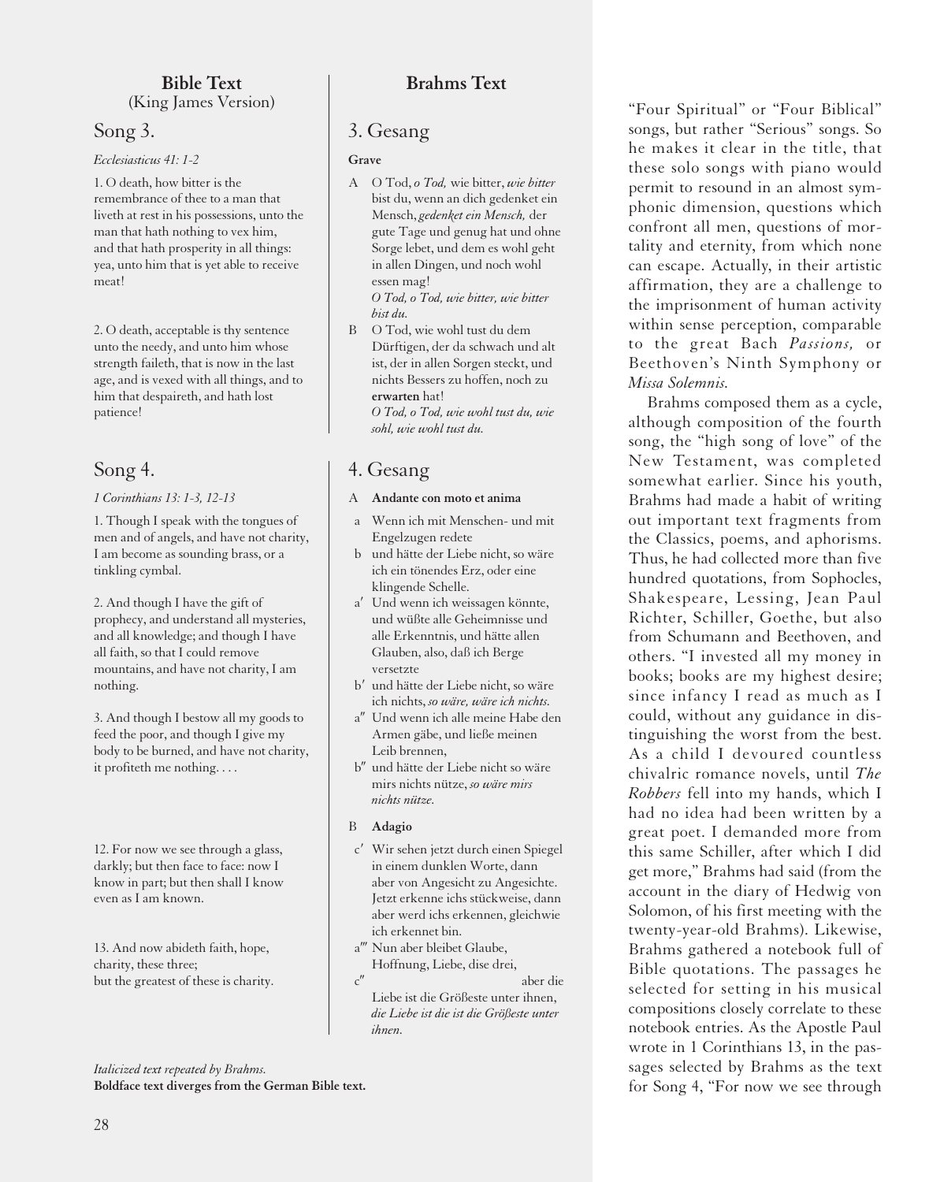| **Bible Text** (King James Version) | **Brahms Text** |
| --- | --- |
| **Song 3.** | **3. Gesang** |
| *Ecclesiasticus 41: 1-2* | **Grave** |
| 1. O death, how bitter is the remembrance of thee to a man that liveth at rest in his possessions, unto the man that hath nothing to vex him, and that hath prosperity in all things: yea, unto him that is yet able to receive meat! | A O Tod, *o Tod,* wie bitter, *wie bitter* bist du, wenn an dich gedenket ein Mensch, *gedenket ein Mensch,* der gute Tage und genug hat und ohne Sorge lebet, und dem es wohl geht in allen Dingen, und noch wohl essen mag! *O Tod, o Tod, wie bitter, wie bitter bist du.* |
| 2. O death, acceptable is thy sentence unto the needy, and unto him whose strength faileth, that is now in the last age, and is vexed with all things, and to him that despaireth, and hath lost patience! | B O Tod, wie wohl tust du dem Dürftigen, der da schwach und alt ist, der in allen Sorgen steckt, und nichts Bessers zu hoffen, noch zu **erwarten** hat! *O Tod, o Tod, wie wohl tust du, wie sohl, wie wohl tust du.* |
| **Song 4.** | **4. Gesang** |
| *1 Corinthians 13: 1-3, 12-13* | A **Andante con moto et anima** |
| 1. Though I speak with the tongues of men and of angels, and have not charity, I am become as sounding brass, or a tinkling cymbal. | a Wenn ich mit Menschen- und mit Engelzugen redete<br>b und hätte der Liebe nicht, so wäre ich ein tönendes Erz, oder eine klingende Schelle. |
| 2. And though I have the gift of prophecy, and understand all mysteries, and all knowledge; and though I have all faith, so that I could remove mountains, and have not charity, I am nothing. | a′ Und wenn ich weissagen könnte, und wüßte alle Geheimnisse und alle Erkenntnis, und hätte allen Glauben, also, daß ich Berge versetzte<br>b′ und hätte der Liebe nicht, so wäre ich nichts, *so wäre, wäre ich nichts.* |
| 3. And though I bestow all my goods to feed the poor, and though I give my body to be burned, and have not charity, it profiteth me nothing. . . . | a″ Und wenn ich alle meine Habe den Armen gäbe, und ließe meinen Leib brennen,<br>b″ und hätte der Liebe nicht so wäre mirs nichts nütze, *so wäre mirs nichts nütze.* |
| | B **Adagio** |
| 12. For now we see through a glass, darkly; but then face to face: now I know in part; but then shall I know even as I am known. | c′ Wir sehen jetzt durch einen Spiegel in einem dunklen Worte, dann aber von Angesicht zu Angesichte. Jetzt erkenne ichs stückweise, dann aber werd ichs erkennen, gleichwie ich erkennet bin. |
| 13. And now abideth faith, hope, charity, these three; but the greatest of these is charity. | a‴ Nun aber bleibet Glaube, Hoffnung, Liebe, dise drei,<br>c″ aber die Liebe ist die Größeste unter ihnen, *die Liebe ist die ist die Größeste unter ihnen.* |

*Italicized text repeated by Brahms.*
**Boldface text diverges from the German Bible text.**

"Four Spiritual" or "Four Biblical" songs, but rather "Serious" songs. So he makes it clear in the title, that these solo songs with piano would permit to resound in an almost symphonic dimension, questions which confront all men, questions of mortality and eternity, from which none can escape. Actually, in their artistic affirmation, they are a challenge to the imprisonment of human activity within sense perception, comparable to the great Bach *Passions,* or Beethoven's Ninth Symphony or *Missa Solemnis.*

Brahms composed them as a cycle, although composition of the fourth song, the "high song of love" of the New Testament, was completed somewhat earlier. Since his youth, Brahms had made a habit of writing out important text fragments from the Classics, poems, and aphorisms. Thus, he had collected more than five hundred quotations, from Sophocles, Shakespeare, Lessing, Jean Paul Richter, Schiller, Goethe, but also from Schumann and Beethoven, and others. "I invested all my money in books; books are my highest desire; since infancy I read as much as I could, without any guidance in distinguishing the worst from the best. As a child I devoured countless chivalric romance novels, until *The Robbers* fell into my hands, which I had no idea had been written by a great poet. I demanded more from this same Schiller, after which I did get more," Brahms had said (from the account in the diary of Hedwig von Solomon, of his first meeting with the twenty-year-old Brahms). Likewise, Brahms gathered a notebook full of Bible quotations. The passages he selected for setting in his musical compositions closely correlate to these notebook entries. As the Apostle Paul wrote in 1 Corinthians 13, in the passages selected by Brahms as the text for Song 4, "For now we see through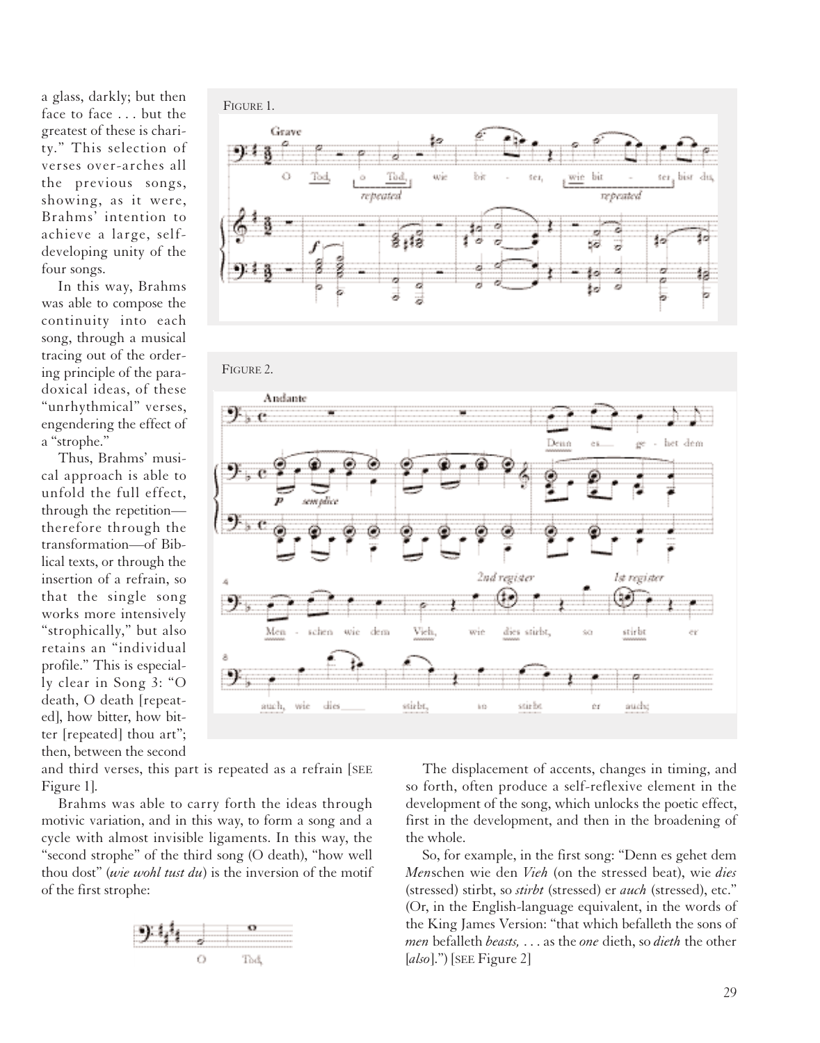a glass, darkly; but then face to face . . . but the greatest of these is charity." This selection of verses over-arches all the previous songs, showing, as it were, Brahms' intention to achieve a large, self-developing unity of the four songs.

In this way, Brahms was able to compose the continuity into each song, through a musical tracing out of the ordering principle of the paradoxical ideas, of these "unrhythmical" verses, engendering the effect of a "strophe."

Thus, Brahms' musical approach is able to unfold the full effect, through the repetition—therefore through the transformation—of Biblical texts, or through the insertion of a refrain, so that the single song works more intensively "strophically," but also retains an "individual profile." This is especially clear in Song 3: "O death, O death [repeated], how bitter, how bitter [repeated] thou art"; then, between the second and third verses, this part is repeated as a refrain [SEE Figure 1].

FIGURE 1.

FIGURE 2.

Brahms was able to carry forth the ideas through motivic variation, and in this way, to form a song and a cycle with almost invisible ligaments. In this way, the "second strophe" of the third song (O death), "how well thou dost" (*wie wohl tust du*) is the inversion of the motif of the first strophe:

The displacement of accents, changes in timing, and so forth, often produce a self-reflexive element in the development of the song, which unlocks the poetic effect, first in the development, and then in the broadening of the whole.

So, for example, in the first song: "Denn es gehet dem *Men*schen wie den *Vieh* (on the stressed beat), wie *dies* (stressed) stirbt, so *stirbt* (stressed) er *auch* (stressed), etc." (Or, in the English-language equivalent, in the words of the King James Version: "that which befalleth the sons of *men* befalleth *beasts,* . . . as the *one* dieth, so *dieth* the other [*also*].") [SEE Figure 2]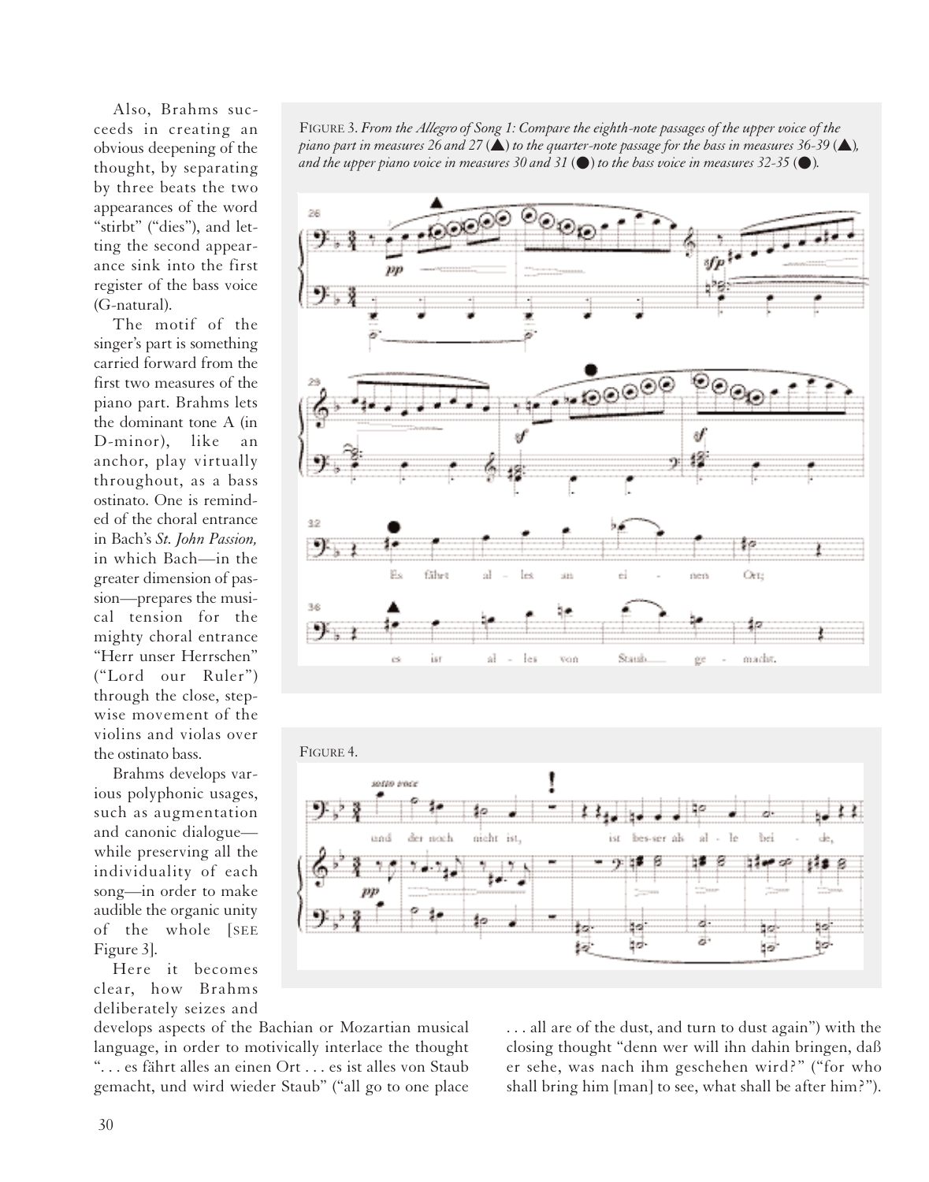Also, Brahms succeeds in creating an obvious deepening of the thought, by separating by three beats the two appearances of the word "stirbt" ("dies"), and letting the second appearance sink into the first register of the bass voice (G-natural).

The motif of the singer's part is something carried forward from the first two measures of the piano part. Brahms lets the dominant tone A (in D-minor), like an anchor, play virtually throughout, as a bass ostinato. One is reminded of the choral entrance in Bach's *St. John Passion,* in which Bach—in the greater dimension of passion—prepares the musical tension for the mighty choral entrance "Herr unser Herrschen" ("Lord our Ruler") through the close, stepwise movement of the violins and violas over the ostinato bass.

Brahms develops various polyphonic usages, such as augmentation and canonic dialogue—while preserving all the individuality of each song—in order to make audible the organic unity of the whole [SEE Figure 3].

FIGURE 3. *From the Allegro of Song 1: Compare the eighth-note passages of the upper voice of the piano part in measures 26 and 27 (▲) to the quarter-note passage for the bass in measures 36-39 (▲), and the upper piano voice in measures 30 and 31 (●) to the bass voice in measures 32-35 (●).*

FIGURE 4.

Here it becomes clear, how Brahms deliberately seizes and develops aspects of the Bachian or Mozartian musical language, in order to motivically interlace the thought ". . . es fährt alles an einen Ort . . . es ist alles von Staub gemacht, und wird wieder Staub" ("all go to one place . . . all are of the dust, and turn to dust again") with the closing thought "denn wer will ihn dahin bringen, daß er sehe, was nach ihm geschehen wird?" ("for who shall bring him [man] to see, what shall be after him?").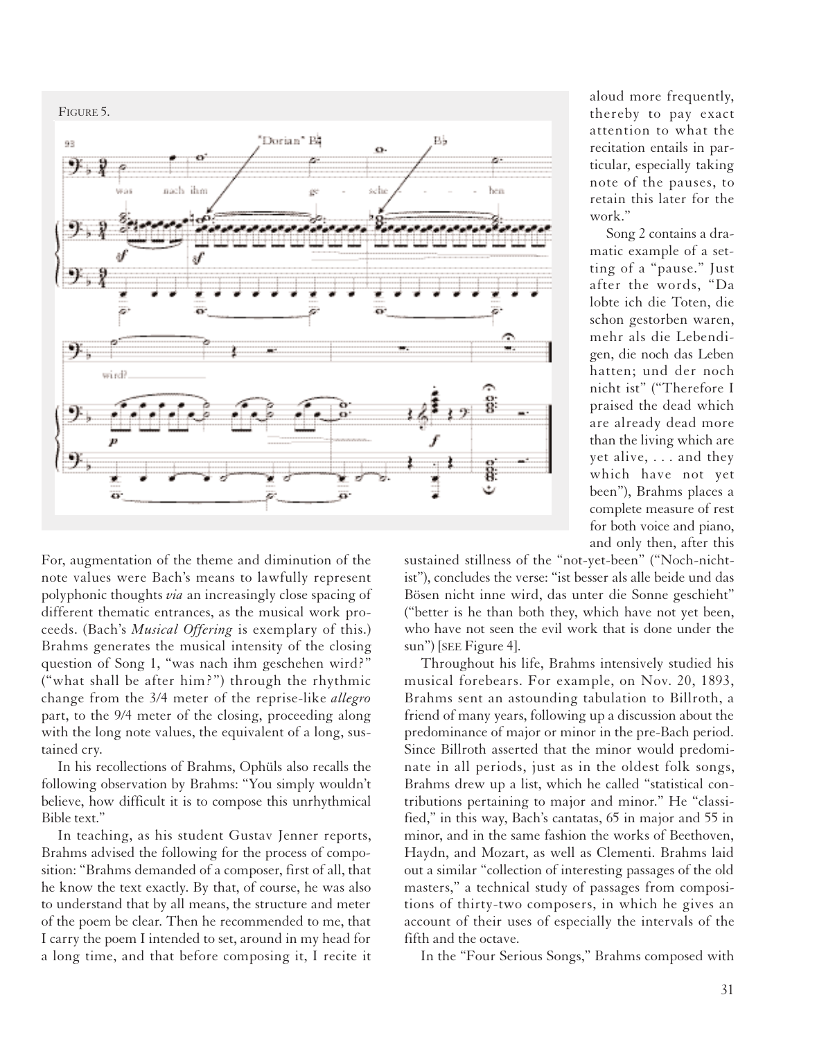FIGURE 5.

For, augmentation of the theme and diminution of the note values were Bach's means to lawfully represent polyphonic thoughts *via* an increasingly close spacing of different thematic entrances, as the musical work proceeds. (Bach's *Musical Offering* is exemplary of this.) Brahms generates the musical intensity of the closing question of Song 1, "was nach ihm geschehen wird?" ("what shall be after him?") through the rhythmic change from the 3/4 meter of the reprise-like *allegro* part, to the 9/4 meter of the closing, proceeding along with the long note values, the equivalent of a long, sustained cry.

In his recollections of Brahms, Ophüls also recalls the following observation by Brahms: "You simply wouldn't believe, how difficult it is to compose this unrhythmical Bible text."

In teaching, as his student Gustav Jenner reports, Brahms advised the following for the process of composition: "Brahms demanded of a composer, first of all, that he know the text exactly. By that, of course, he was also to understand that by all means, the structure and meter of the poem be clear. Then he recommended to me, that I carry the poem I intended to set, around in my head for a long time, and that before composing it, I recite it aloud more frequently, thereby to pay exact attention to what the recitation entails in particular, especially taking note of the pauses, to retain this later for the work."

Song 2 contains a dramatic example of a setting of a "pause." Just after the words, "Da lobte ich die Toten, die schon gestorben waren, mehr als die Lebendigen, die noch das Leben hatten; und der noch nicht ist" ("Therefore I praised the dead which are already dead more than the living which are yet alive, . . . and they which have not yet been"), Brahms places a complete measure of rest for both voice and piano, and only then, after this sustained stillness of the "not-yet-been" ("Noch-nicht-ist"), concludes the verse: "ist besser als alle beide und das Bösen nicht inne wird, das unter die Sonne geschieht" ("better is he than both they, which have not yet been, who have not seen the evil work that is done under the sun") [SEE Figure 4].

Throughout his life, Brahms intensively studied his musical forebears. For example, on Nov. 20, 1893, Brahms sent an astounding tabulation to Billroth, a friend of many years, following up a discussion about the predominance of major or minor in the pre-Bach period. Since Billroth asserted that the minor would predominate in all periods, just as in the oldest folk songs, Brahms drew up a list, which he called "statistical contributions pertaining to major and minor." He "classified," in this way, Bach's cantatas, 65 in major and 55 in minor, and in the same fashion the works of Beethoven, Haydn, and Mozart, as well as Clementi. Brahms laid out a similar "collection of interesting passages of the old masters," a technical study of passages from compositions of thirty-two composers, in which he gives an account of their uses of especially the intervals of the fifth and the octave.

In the "Four Serious Songs," Brahms composed with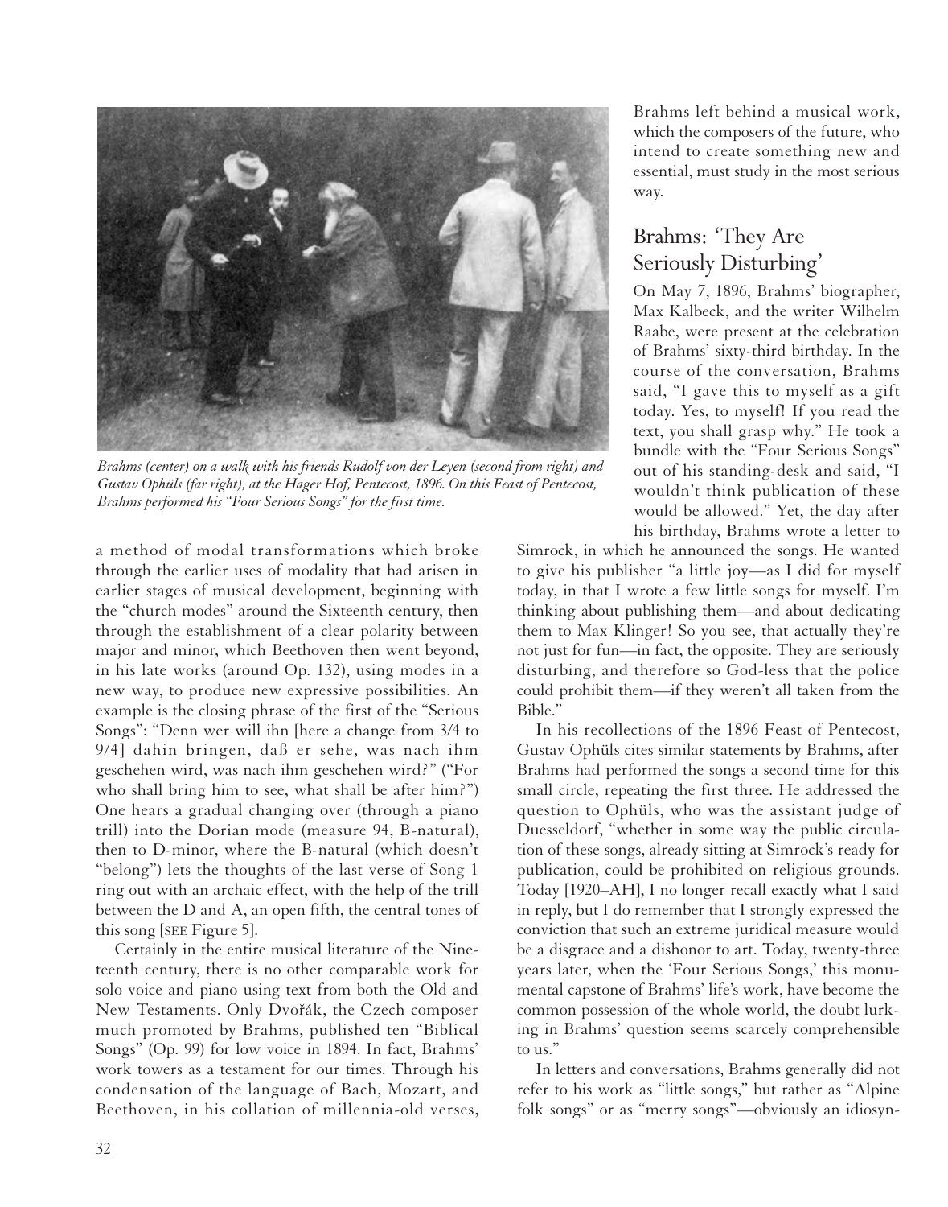*Brahms (center) on a walk with his friends Rudolf von der Leyen (second from right) and Gustav Ophüls (far right), at the Hager Hof, Pentecost, 1896. On this Feast of Pentecost, Brahms performed his "Four Serious Songs" for the first time.*

a method of modal transformations which broke through the earlier uses of modality that had arisen in earlier stages of musical development, beginning with the "church modes" around the Sixteenth century, then through the establishment of a clear polarity between major and minor, which Beethoven then went beyond, in his late works (around Op. 132), using modes in a new way, to produce new expressive possibilities. An example is the closing phrase of the first of the "Serious Songs": "Denn wer will ihn [here a change from 3/4 to 9/4] dahin bringen, daß er sehe, was nach ihm geschehen wird, was nach ihm geschehen wird?" ("For who shall bring him to see, what shall be after him?") One hears a gradual changing over (through a piano trill) into the Dorian mode (measure 94, B-natural), then to D-minor, where the B-natural (which doesn't "belong") lets the thoughts of the last verse of Song 1 ring out with an archaic effect, with the help of the trill between the D and A, an open fifth, the central tones of this song [SEE Figure 5].

Certainly in the entire musical literature of the Nineteenth century, there is no other comparable work for solo voice and piano using text from both the Old and New Testaments. Only Dvořák, the Czech composer much promoted by Brahms, published ten "Biblical Songs" (Op. 99) for low voice in 1894. In fact, Brahms' work towers as a testament for our times. Through his condensation of the language of Bach, Mozart, and Beethoven, in his collation of millennia-old verses, Brahms left behind a musical work, which the composers of the future, who intend to create something new and essential, must study in the most serious way.

## Brahms: 'They Are Seriously Disturbing'

On May 7, 1896, Brahms' biographer, Max Kalbeck, and the writer Wilhelm Raabe, were present at the celebration of Brahms' sixty-third birthday. In the course of the conversation, Brahms said, "I gave this to myself as a gift today. Yes, to myself! If you read the text, you shall grasp why." He took a bundle with the "Four Serious Songs" out of his standing-desk and said, "I wouldn't think publication of these would be allowed." Yet, the day after his birthday, Brahms wrote a letter to Simrock, in which he announced the songs. He wanted to give his publisher "a little joy—as I did for myself today, in that I wrote a few little songs for myself. I'm thinking about publishing them—and about dedicating them to Max Klinger! So you see, that actually they're not just for fun—in fact, the opposite. They are seriously disturbing, and therefore so God-less that the police could prohibit them—if they weren't all taken from the Bible."

In his recollections of the 1896 Feast of Pentecost, Gustav Ophüls cites similar statements by Brahms, after Brahms had performed the songs a second time for this small circle, repeating the first three. He addressed the question to Ophüls, who was the assistant judge of Duesseldorf, "whether in some way the public circulation of these songs, already sitting at Simrock's ready for publication, could be prohibited on religious grounds. Today [1920–AH], I no longer recall exactly what I said in reply, but I do remember that I strongly expressed the conviction that such an extreme juridical measure would be a disgrace and a dishonor to art. Today, twenty-three years later, when the 'Four Serious Songs,' this monumental capstone of Brahms' life's work, have become the common possession of the whole world, the doubt lurking in Brahms' question seems scarcely comprehensible to us."

In letters and conversations, Brahms generally did not refer to his work as "little songs," but rather as "Alpine folk songs" or as "merry songs"—obviously an idiosyn-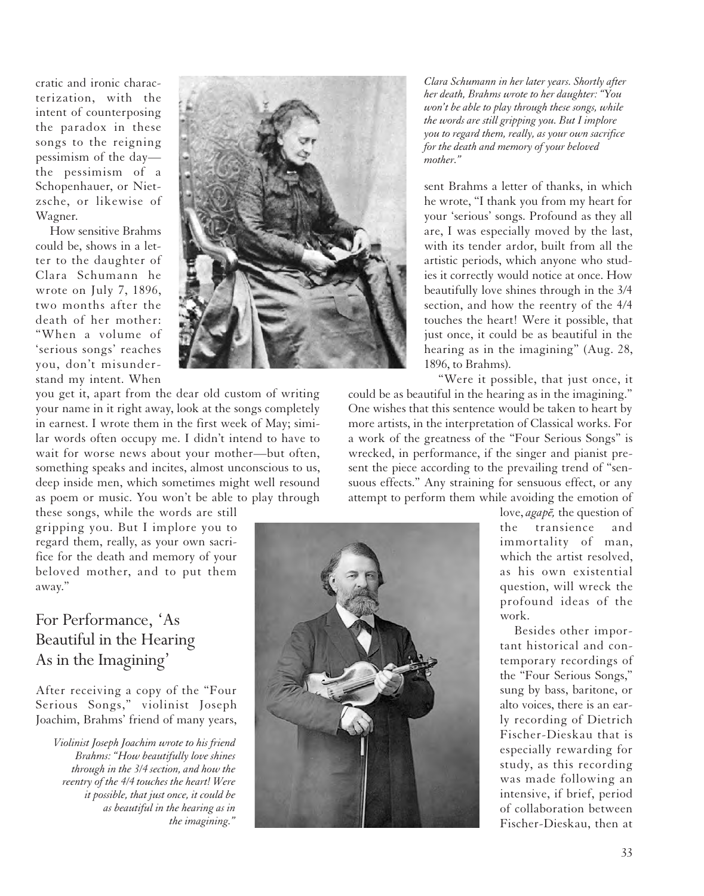cratic and ironic characterization, with the intent of counterposing the paradox in these songs to the reigning pessimism of the day—the pessimism of a Schopenhauer, or Nietzsche, or likewise of Wagner.

How sensitive Brahms could be, shows in a letter to the daughter of Clara Schumann he wrote on July 7, 1896, two months after the death of her mother: "When a volume of 'serious songs' reaches you, don't misunderstand my intent. When you get it, apart from the dear old custom of writing your name in it right away, look at the songs completely in earnest. I wrote them in the first week of May; similar words often occupy me. I didn't intend to have to wait for worse news about your mother—but often, something speaks and incites, almost unconscious to us, deep inside men, which sometimes might well resound as poem or music. You won't be able to play through these songs, while the words are still gripping you. But I implore you to regard them, really, as your own sacrifice for the death and memory of your beloved mother, and to put them away."

*Clara Schumann in her later years. Shortly after her death, Brahms wrote to her daughter: "You won't be able to play through these songs, while the words are still gripping you. But I implore you to regard them, really, as your own sacrifice for the death and memory of your beloved mother."*

## For Performance, 'As Beautiful in the Hearing As in the Imagining'

After receiving a copy of the "Four Serious Songs," violinist Joseph Joachim, Brahms' friend of many years, sent Brahms a letter of thanks, in which he wrote, "I thank you from my heart for your 'serious' songs. Profound as they all are, I was especially moved by the last, with its tender ardor, built from all the artistic periods, which anyone who studies it correctly would notice at once. How beautifully love shines through in the 3/4 section, and how the reentry of the 4/4 touches the heart! Were it possible, that just once, it could be as beautiful in the hearing as in the imagining" (Aug. 28, 1896, to Brahms).

*Violinist Joseph Joachim wrote to his friend Brahms: "How beautifully love shines through in the 3/4 section, and how the reentry of the 4/4 touches the heart! Were it possible, that just once, it could be as beautiful in the hearing as in the imagining."*

"Were it possible, that just once, it could be as beautiful in the hearing as in the imagining." One wishes that this sentence would be taken to heart by more artists, in the interpretation of Classical works. For a work of the greatness of the "Four Serious Songs" is wrecked, in performance, if the singer and pianist present the piece according to the prevailing trend of "sensuous effects." Any straining for sensuous effect, or any attempt to perform them while avoiding the emotion of love, *agapē,* the question of the transience and immortality of man, which the artist resolved, as his own existential question, will wreck the profound ideas of the work.

Besides other important historical and contemporary recordings of the "Four Serious Songs," sung by bass, baritone, or alto voices, there is an early recording of Dietrich Fischer-Dieskau that is especially rewarding for study, as this recording was made following an intensive, if brief, period of collaboration between Fischer-Dieskau, then at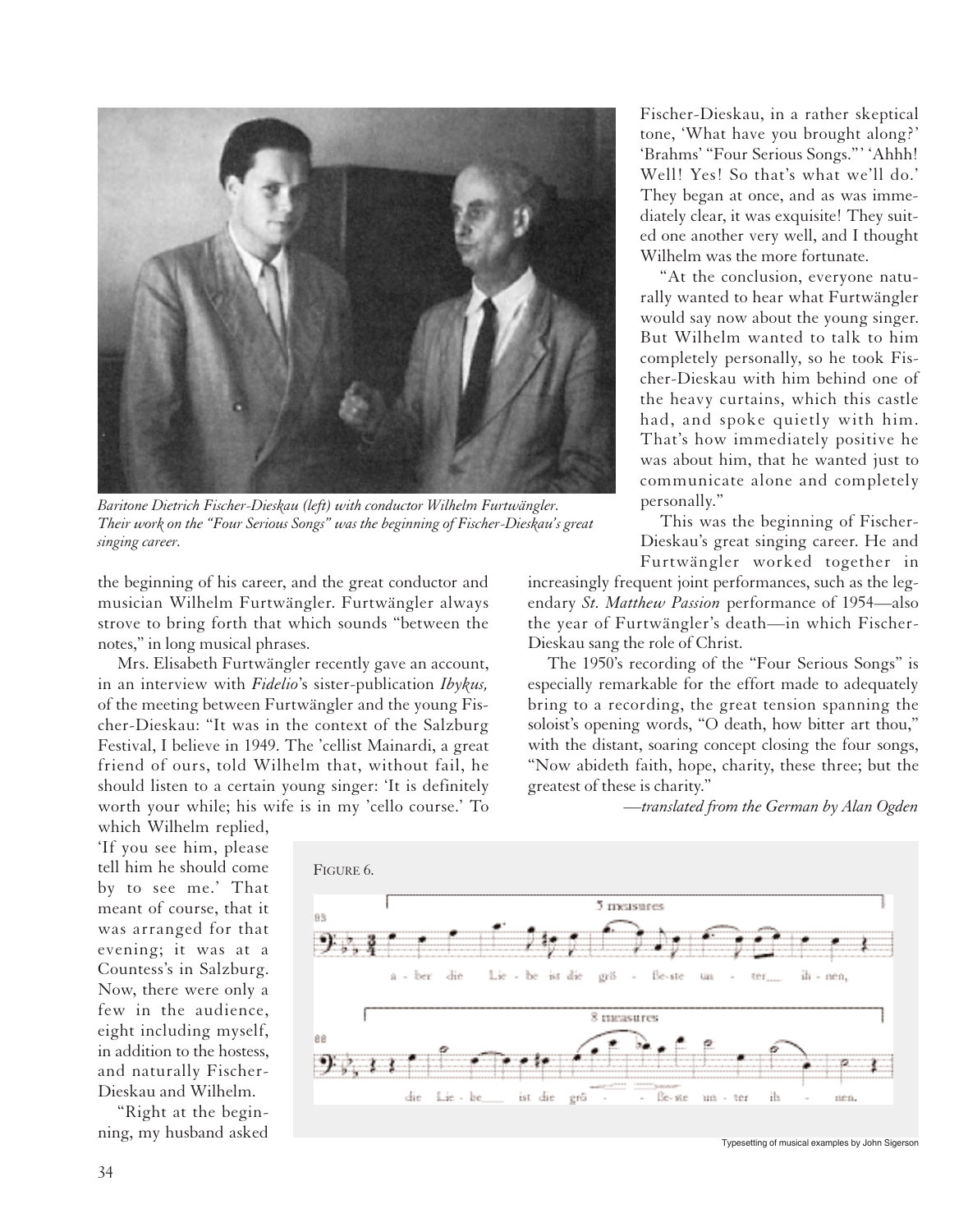*Baritone Dietrich Fischer-Dieskau (left) with conductor Wilhelm Furtwängler. Their work on the "Four Serious Songs" was the beginning of Fischer-Dieskau's great singing career.*

the beginning of his career, and the great conductor and musician Wilhelm Furtwängler. Furtwängler always strove to bring forth that which sounds "between the notes," in long musical phrases.

Mrs. Elisabeth Furtwängler recently gave an account, in an interview with *Fidelio*'s sister-publication *Ibykus,* of the meeting between Furtwängler and the young Fischer-Dieskau: "It was in the context of the Salzburg Festival, I believe in 1949. The 'cellist Mainardi, a great friend of ours, told Wilhelm that, without fail, he should listen to a certain young singer: 'It is definitely worth your while; his wife is in my 'cello course.' To which Wilhelm replied, 'If you see him, please tell him he should come by to see me.' That meant of course, that it was arranged for that evening; it was at a Countess's in Salzburg. Now, there were only a few in the audience, eight including myself, in addition to the hostess, and naturally Fischer-Dieskau and Wilhelm.

"Right at the beginning, my husband asked Fischer-Dieskau, in a rather skeptical tone, 'What have you brought along?' 'Brahms' "Four Serious Songs."' 'Ahhh! Well! Yes! So that's what we'll do.' They began at once, and as was immediately clear, it was exquisite! They suited one another very well, and I thought Wilhelm was the more fortunate.

"At the conclusion, everyone naturally wanted to hear what Furtwängler would say now about the young singer. But Wilhelm wanted to talk to him completely personally, so he took Fischer-Dieskau with him behind one of the heavy curtains, which this castle had, and spoke quietly with him. That's how immediately positive he was about him, that he wanted just to communicate alone and completely personally."

This was the beginning of Fischer-Dieskau's great singing career. He and Furtwängler worked together in increasingly frequent joint performances, such as the legendary *St. Matthew Passion* performance of 1954—also the year of Furtwängler's death—in which Fischer-Dieskau sang the role of Christ.

The 1950's recording of the "Four Serious Songs" is especially remarkable for the effort made to adequately bring to a recording, the great tension spanning the soloist's opening words, "O death, how bitter art thou," with the distant, soaring concept closing the four songs, "Now abideth faith, hope, charity, these three; but the greatest of these is charity."

*—translated from the German by Alan Ogden*

FIGURE 6.

5 measures

83

a - ber die Lie - be ist die grö - ßes-te un - ter ih - nen,

8 measures

88

die Lie - be ist die grö - - ßes-te un - ter ih - nen.

Typesetting of musical examples by John Sigerson